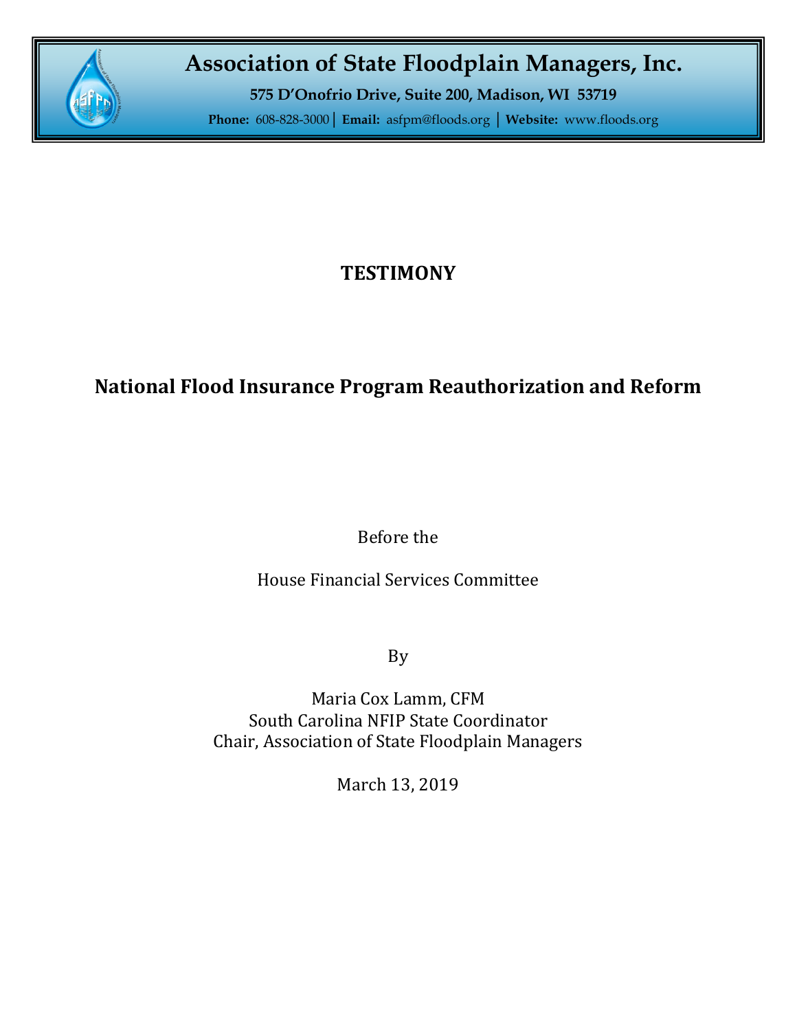# Association of State Floodplain Managers, Inc.

**575 D'Onofrio Drive, Suite 200, Madison, WI 53719**

**Phone:** 608-828-3000 | **Email:** asfpm@floods.org | **Website:** www.floods.org

## TESTIMONY

## National Flood Insurance Program Reauthorization and Reform

Before the

House Financial Services Committee

By

Maria Cox Lamm, CFM
South Carolina NFIP State Coordinator
Chair, Association of State Floodplain Managers

March 13, 2019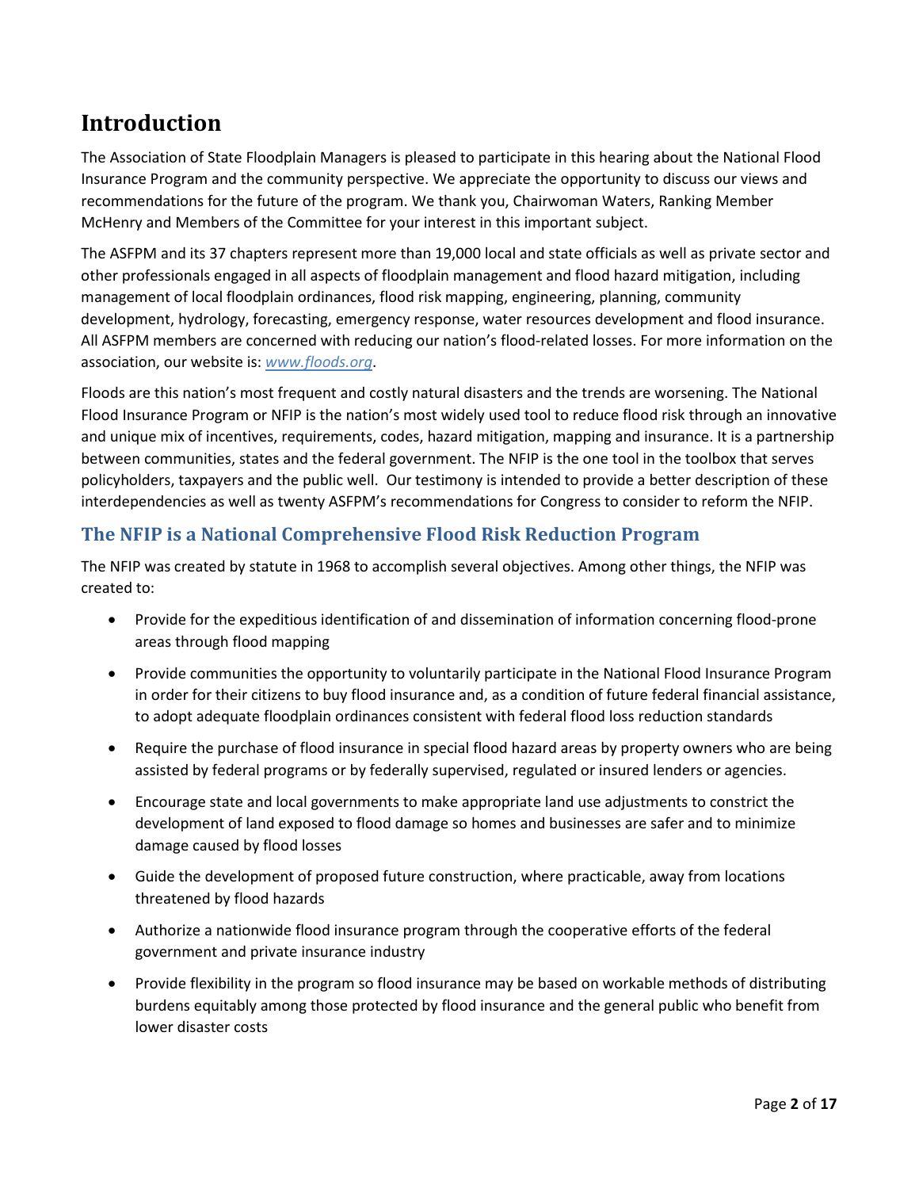# Introduction

The Association of State Floodplain Managers is pleased to participate in this hearing about the National Flood Insurance Program and the community perspective. We appreciate the opportunity to discuss our views and recommendations for the future of the program. We thank you, Chairwoman Waters, Ranking Member McHenry and Members of the Committee for your interest in this important subject.

The ASFPM and its 37 chapters represent more than 19,000 local and state officials as well as private sector and other professionals engaged in all aspects of floodplain management and flood hazard mitigation, including management of local floodplain ordinances, flood risk mapping, engineering, planning, community development, hydrology, forecasting, emergency response, water resources development and flood insurance. All ASFPM members are concerned with reducing our nation's flood-related losses. For more information on the association, our website is: *www.floods.org*.

Floods are this nation's most frequent and costly natural disasters and the trends are worsening. The National Flood Insurance Program or NFIP is the nation's most widely used tool to reduce flood risk through an innovative and unique mix of incentives, requirements, codes, hazard mitigation, mapping and insurance. It is a partnership between communities, states and the federal government. The NFIP is the one tool in the toolbox that serves policyholders, taxpayers and the public well. Our testimony is intended to provide a better description of these interdependencies as well as twenty ASFPM's recommendations for Congress to consider to reform the NFIP.

## The NFIP is a National Comprehensive Flood Risk Reduction Program

The NFIP was created by statute in 1968 to accomplish several objectives. Among other things, the NFIP was created to:

- Provide for the expeditious identification of and dissemination of information concerning flood-prone areas through flood mapping
- Provide communities the opportunity to voluntarily participate in the National Flood Insurance Program in order for their citizens to buy flood insurance and, as a condition of future federal financial assistance, to adopt adequate floodplain ordinances consistent with federal flood loss reduction standards
- Require the purchase of flood insurance in special flood hazard areas by property owners who are being assisted by federal programs or by federally supervised, regulated or insured lenders or agencies.
- Encourage state and local governments to make appropriate land use adjustments to constrict the development of land exposed to flood damage so homes and businesses are safer and to minimize damage caused by flood losses
- Guide the development of proposed future construction, where practicable, away from locations threatened by flood hazards
- Authorize a nationwide flood insurance program through the cooperative efforts of the federal government and private insurance industry
- Provide flexibility in the program so flood insurance may be based on workable methods of distributing burdens equitably among those protected by flood insurance and the general public who benefit from lower disaster costs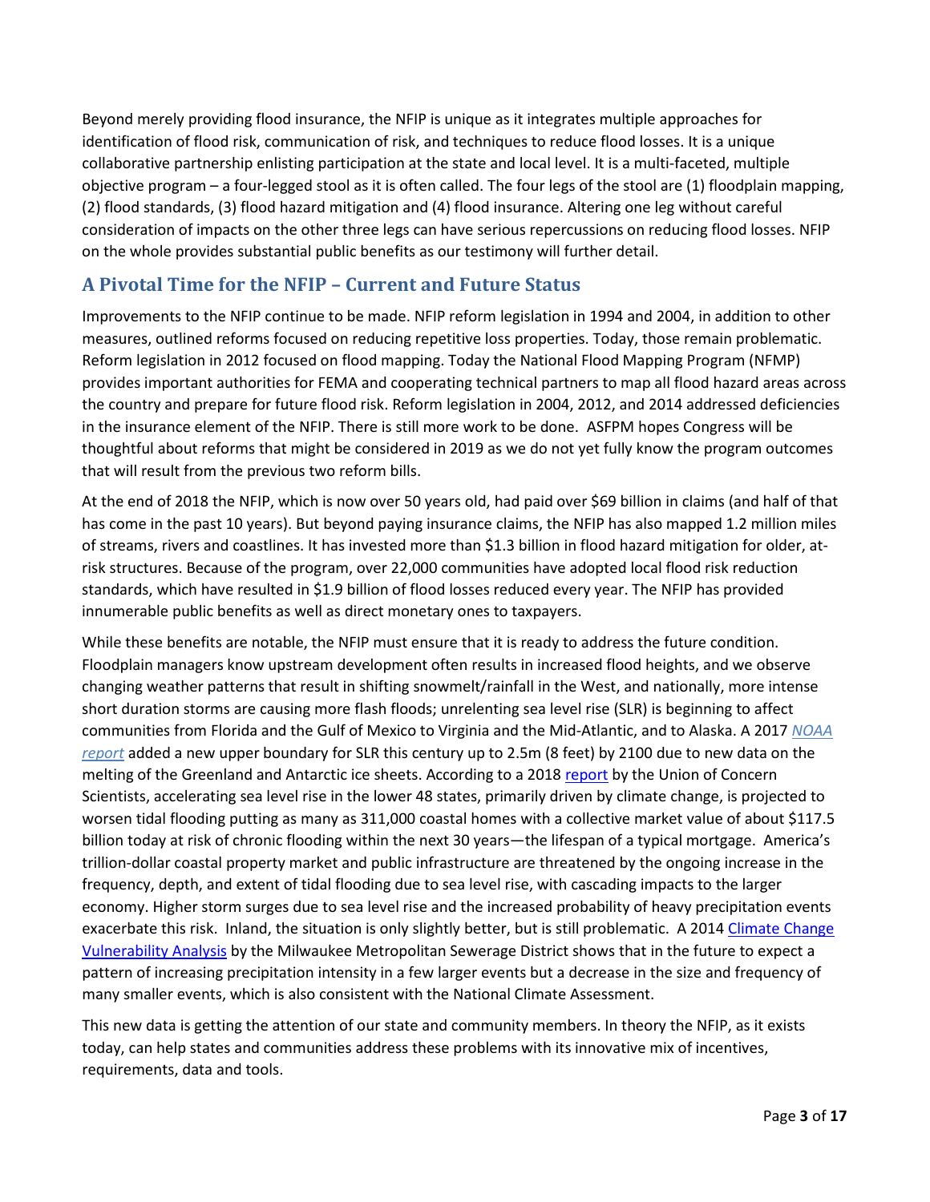Beyond merely providing flood insurance, the NFIP is unique as it integrates multiple approaches for identification of flood risk, communication of risk, and techniques to reduce flood losses. It is a unique collaborative partnership enlisting participation at the state and local level. It is a multi-faceted, multiple objective program – a four-legged stool as it is often called. The four legs of the stool are (1) floodplain mapping, (2) flood standards, (3) flood hazard mitigation and (4) flood insurance. Altering one leg without careful consideration of impacts on the other three legs can have serious repercussions on reducing flood losses. NFIP on the whole provides substantial public benefits as our testimony will further detail.

## A Pivotal Time for the NFIP – Current and Future Status

Improvements to the NFIP continue to be made. NFIP reform legislation in 1994 and 2004, in addition to other measures, outlined reforms focused on reducing repetitive loss properties. Today, those remain problematic. Reform legislation in 2012 focused on flood mapping. Today the National Flood Mapping Program (NFMP) provides important authorities for FEMA and cooperating technical partners to map all flood hazard areas across the country and prepare for future flood risk. Reform legislation in 2004, 2012, and 2014 addressed deficiencies in the insurance element of the NFIP. There is still more work to be done. ASFPM hopes Congress will be thoughtful about reforms that might be considered in 2019 as we do not yet fully know the program outcomes that will result from the previous two reform bills.

At the end of 2018 the NFIP, which is now over 50 years old, had paid over $69 billion in claims (and half of that has come in the past 10 years). But beyond paying insurance claims, the NFIP has also mapped 1.2 million miles of streams, rivers and coastlines. It has invested more than $1.3 billion in flood hazard mitigation for older, at-risk structures. Because of the program, over 22,000 communities have adopted local flood risk reduction standards, which have resulted in $1.9 billion of flood losses reduced every year. The NFIP has provided innumerable public benefits as well as direct monetary ones to taxpayers.

While these benefits are notable, the NFIP must ensure that it is ready to address the future condition. Floodplain managers know upstream development often results in increased flood heights, and we observe changing weather patterns that result in shifting snowmelt/rainfall in the West, and nationally, more intense short duration storms are causing more flash floods; unrelenting sea level rise (SLR) is beginning to affect communities from Florida and the Gulf of Mexico to Virginia and the Mid-Atlantic, and to Alaska. A 2017 *NOAA report* added a new upper boundary for SLR this century up to 2.5m (8 feet) by 2100 due to new data on the melting of the Greenland and Antarctic ice sheets. According to a 2018 report by the Union of Concern Scientists, accelerating sea level rise in the lower 48 states, primarily driven by climate change, is projected to worsen tidal flooding putting as many as 311,000 coastal homes with a collective market value of about $117.5 billion today at risk of chronic flooding within the next 30 years—the lifespan of a typical mortgage. America's trillion-dollar coastal property market and public infrastructure are threatened by the ongoing increase in the frequency, depth, and extent of tidal flooding due to sea level rise, with cascading impacts to the larger economy. Higher storm surges due to sea level rise and the increased probability of heavy precipitation events exacerbate this risk. Inland, the situation is only slightly better, but is still problematic. A 2014 Climate Change Vulnerability Analysis by the Milwaukee Metropolitan Sewerage District shows that in the future to expect a pattern of increasing precipitation intensity in a few larger events but a decrease in the size and frequency of many smaller events, which is also consistent with the National Climate Assessment.

This new data is getting the attention of our state and community members. In theory the NFIP, as it exists today, can help states and communities address these problems with its innovative mix of incentives, requirements, data and tools.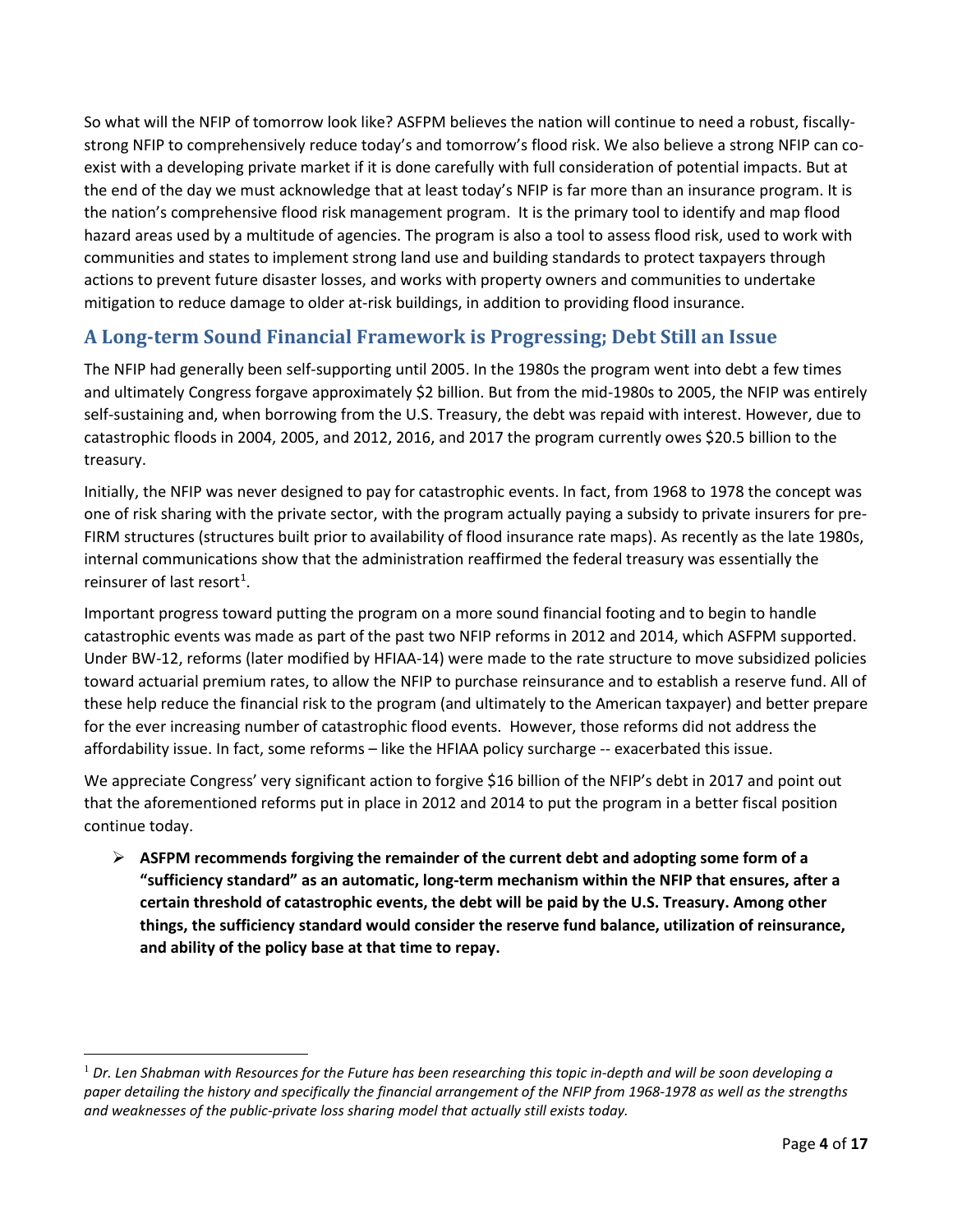So what will the NFIP of tomorrow look like? ASFPM believes the nation will continue to need a robust, fiscally-strong NFIP to comprehensively reduce today's and tomorrow's flood risk. We also believe a strong NFIP can co-exist with a developing private market if it is done carefully with full consideration of potential impacts. But at the end of the day we must acknowledge that at least today's NFIP is far more than an insurance program. It is the nation's comprehensive flood risk management program. It is the primary tool to identify and map flood hazard areas used by a multitude of agencies. The program is also a tool to assess flood risk, used to work with communities and states to implement strong land use and building standards to protect taxpayers through actions to prevent future disaster losses, and works with property owners and communities to undertake mitigation to reduce damage to older at-risk buildings, in addition to providing flood insurance.

## A Long-term Sound Financial Framework is Progressing; Debt Still an Issue

The NFIP had generally been self-supporting until 2005. In the 1980s the program went into debt a few times and ultimately Congress forgave approximately $2 billion. But from the mid-1980s to 2005, the NFIP was entirely self-sustaining and, when borrowing from the U.S. Treasury, the debt was repaid with interest. However, due to catastrophic floods in 2004, 2005, and 2012, 2016, and 2017 the program currently owes $20.5 billion to the treasury.

Initially, the NFIP was never designed to pay for catastrophic events. In fact, from 1968 to 1978 the concept was one of risk sharing with the private sector, with the program actually paying a subsidy to private insurers for pre-FIRM structures (structures built prior to availability of flood insurance rate maps). As recently as the late 1980s, internal communications show that the administration reaffirmed the federal treasury was essentially the reinsurer of last resort[1].

Important progress toward putting the program on a more sound financial footing and to begin to handle catastrophic events was made as part of the past two NFIP reforms in 2012 and 2014, which ASFPM supported. Under BW-12, reforms (later modified by HFIAA-14) were made to the rate structure to move subsidized policies toward actuarial premium rates, to allow the NFIP to purchase reinsurance and to establish a reserve fund. All of these help reduce the financial risk to the program (and ultimately to the American taxpayer) and better prepare for the ever increasing number of catastrophic flood events. However, those reforms did not address the affordability issue. In fact, some reforms – like the HFIAA policy surcharge -- exacerbated this issue.

We appreciate Congress' very significant action to forgive $16 billion of the NFIP's debt in 2017 and point out that the aforementioned reforms put in place in 2012 and 2014 to put the program in a better fiscal position continue today.

- **ASFPM recommends forgiving the remainder of the current debt and adopting some form of a "sufficiency standard" as an automatic, long-term mechanism within the NFIP that ensures, after a certain threshold of catastrophic events, the debt will be paid by the U.S. Treasury. Among other things, the sufficiency standard would consider the reserve fund balance, utilization of reinsurance, and ability of the policy base at that time to repay.**

---

[1] *Dr. Len Shabman with Resources for the Future has been researching this topic in-depth and will be soon developing a paper detailing the history and specifically the financial arrangement of the NFIP from 1968-1978 as well as the strengths and weaknesses of the public-private loss sharing model that actually still exists today.*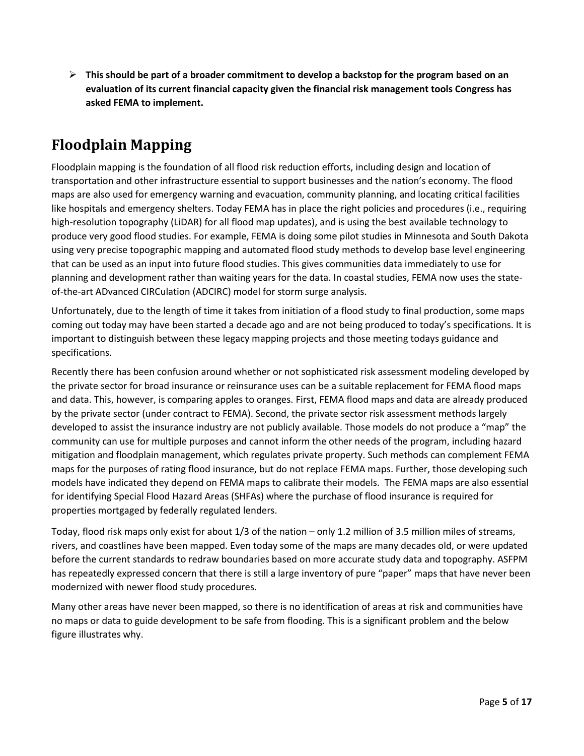- **This should be part of a broader commitment to develop a backstop for the program based on an evaluation of its current financial capacity given the financial risk management tools Congress has asked FEMA to implement.**

## Floodplain Mapping

Floodplain mapping is the foundation of all flood risk reduction efforts, including design and location of transportation and other infrastructure essential to support businesses and the nation's economy. The flood maps are also used for emergency warning and evacuation, community planning, and locating critical facilities like hospitals and emergency shelters. Today FEMA has in place the right policies and procedures (i.e., requiring high-resolution topography (LiDAR) for all flood map updates), and is using the best available technology to produce very good flood studies. For example, FEMA is doing some pilot studies in Minnesota and South Dakota using very precise topographic mapping and automated flood study methods to develop base level engineering that can be used as an input into future flood studies. This gives communities data immediately to use for planning and development rather than waiting years for the data. In coastal studies, FEMA now uses the state-of-the-art ADvanced CIRCulation (ADCIRC) model for storm surge analysis.

Unfortunately, due to the length of time it takes from initiation of a flood study to final production, some maps coming out today may have been started a decade ago and are not being produced to today's specifications. It is important to distinguish between these legacy mapping projects and those meeting todays guidance and specifications.

Recently there has been confusion around whether or not sophisticated risk assessment modeling developed by the private sector for broad insurance or reinsurance uses can be a suitable replacement for FEMA flood maps and data. This, however, is comparing apples to oranges. First, FEMA flood maps and data are already produced by the private sector (under contract to FEMA). Second, the private sector risk assessment methods largely developed to assist the insurance industry are not publicly available. Those models do not produce a "map" the community can use for multiple purposes and cannot inform the other needs of the program, including hazard mitigation and floodplain management, which regulates private property. Such methods can complement FEMA maps for the purposes of rating flood insurance, but do not replace FEMA maps. Further, those developing such models have indicated they depend on FEMA maps to calibrate their models. The FEMA maps are also essential for identifying Special Flood Hazard Areas (SHFAs) where the purchase of flood insurance is required for properties mortgaged by federally regulated lenders.

Today, flood risk maps only exist for about 1/3 of the nation – only 1.2 million of 3.5 million miles of streams, rivers, and coastlines have been mapped. Even today some of the maps are many decades old, or were updated before the current standards to redraw boundaries based on more accurate study data and topography. ASFPM has repeatedly expressed concern that there is still a large inventory of pure "paper" maps that have never been modernized with newer flood study procedures.

Many other areas have never been mapped, so there is no identification of areas at risk and communities have no maps or data to guide development to be safe from flooding. This is a significant problem and the below figure illustrates why.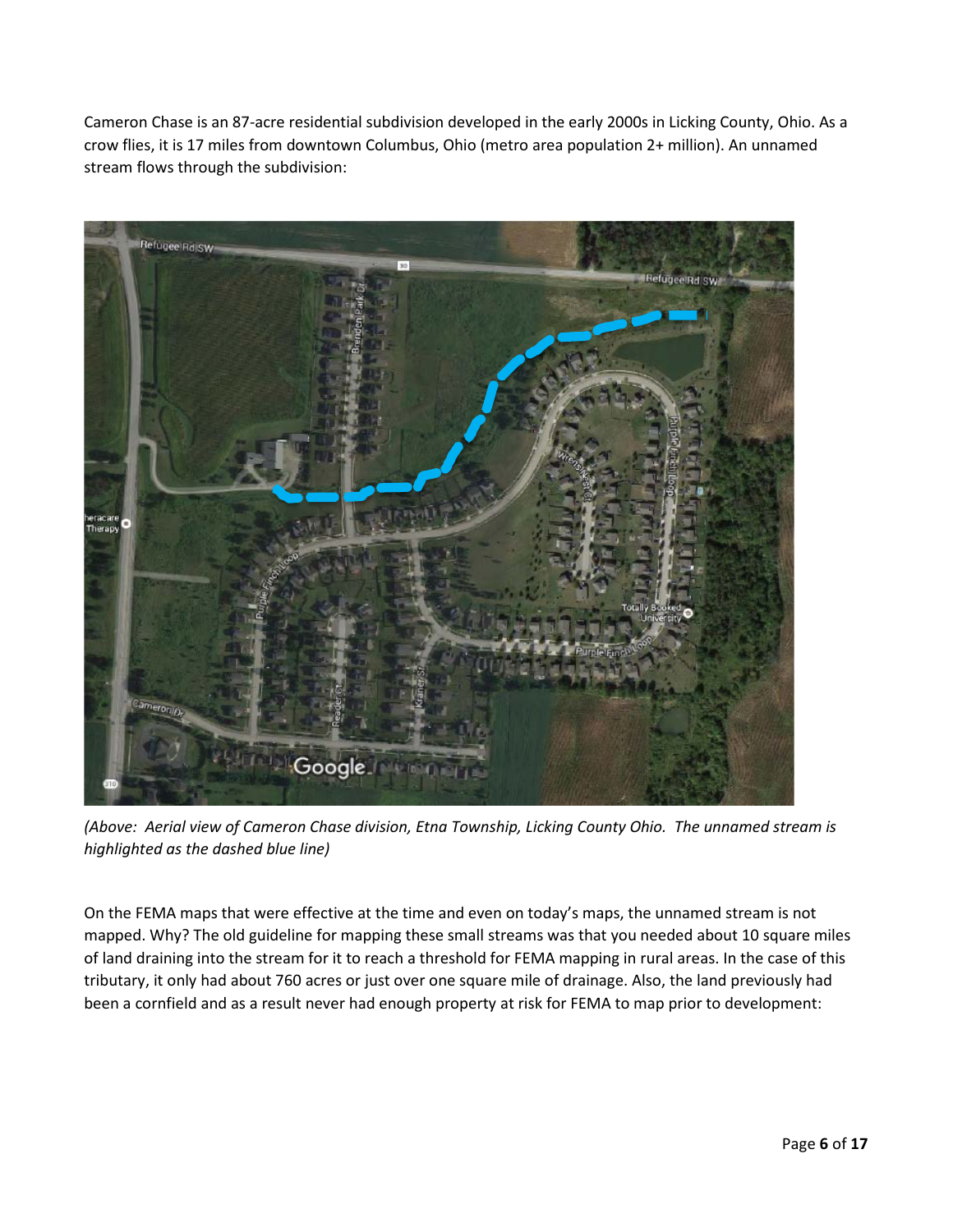Cameron Chase is an 87-acre residential subdivision developed in the early 2000s in Licking County, Ohio. As a crow flies, it is 17 miles from downtown Columbus, Ohio (metro area population 2+ million). An unnamed stream flows through the subdivision:

*(Above: Aerial view of Cameron Chase division, Etna Township, Licking County Ohio. The unnamed stream is highlighted as the dashed blue line)*

On the FEMA maps that were effective at the time and even on today's maps, the unnamed stream is not mapped. Why? The old guideline for mapping these small streams was that you needed about 10 square miles of land draining into the stream for it to reach a threshold for FEMA mapping in rural areas. In the case of this tributary, it only had about 760 acres or just over one square mile of drainage. Also, the land previously had been a cornfield and as a result never had enough property at risk for FEMA to map prior to development: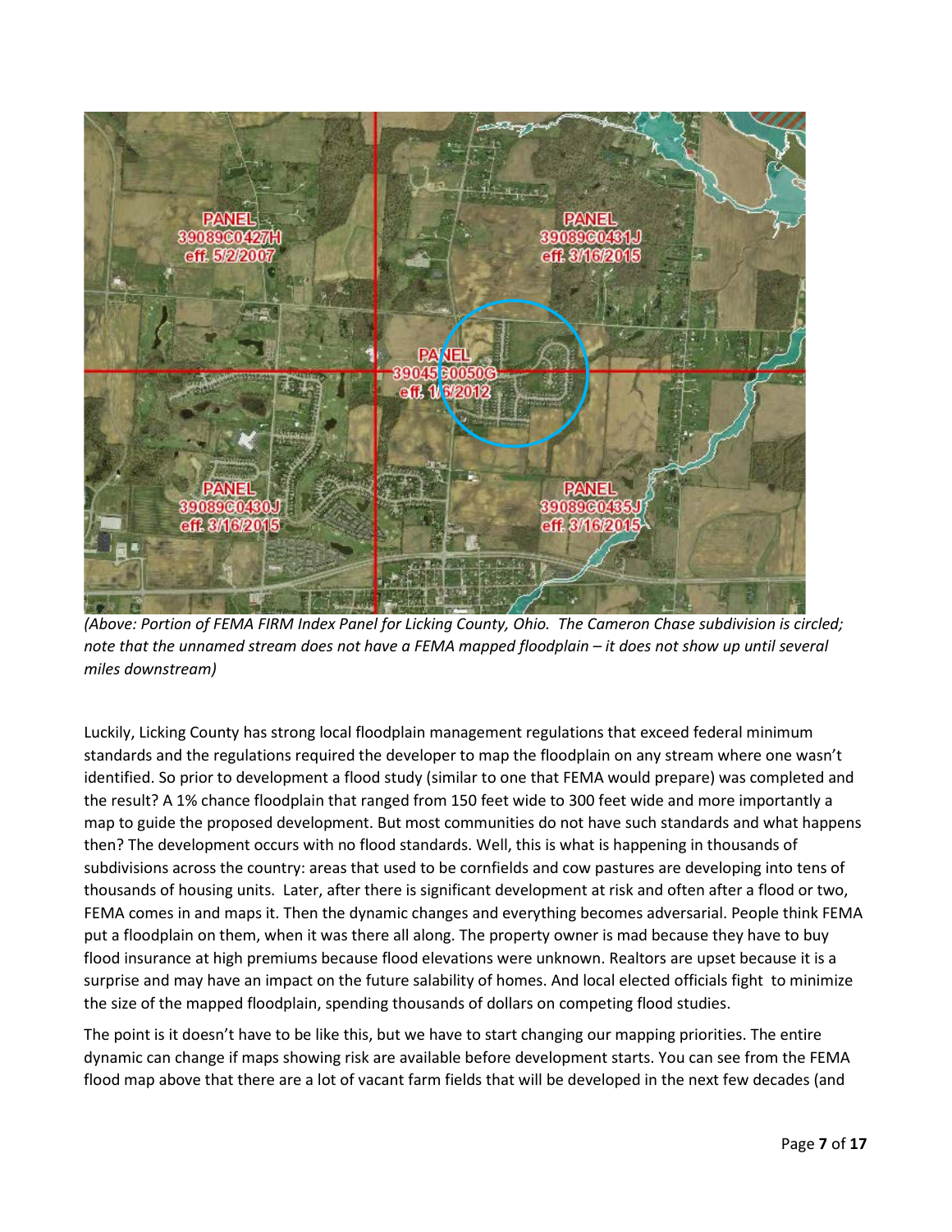*(Above: Portion of FEMA FIRM Index Panel for Licking County, Ohio. The Cameron Chase subdivision is circled; note that the unnamed stream does not have a FEMA mapped floodplain – it does not show up until several miles downstream)*

Luckily, Licking County has strong local floodplain management regulations that exceed federal minimum standards and the regulations required the developer to map the floodplain on any stream where one wasn't identified. So prior to development a flood study (similar to one that FEMA would prepare) was completed and the result? A 1% chance floodplain that ranged from 150 feet wide to 300 feet wide and more importantly a map to guide the proposed development. But most communities do not have such standards and what happens then? The development occurs with no flood standards. Well, this is what is happening in thousands of subdivisions across the country: areas that used to be cornfields and cow pastures are developing into tens of thousands of housing units. Later, after there is significant development at risk and often after a flood or two, FEMA comes in and maps it. Then the dynamic changes and everything becomes adversarial. People think FEMA put a floodplain on them, when it was there all along. The property owner is mad because they have to buy flood insurance at high premiums because flood elevations were unknown. Realtors are upset because it is a surprise and may have an impact on the future salability of homes. And local elected officials fight to minimize the size of the mapped floodplain, spending thousands of dollars on competing flood studies.

The point is it doesn't have to be like this, but we have to start changing our mapping priorities. The entire dynamic can change if maps showing risk are available before development starts. You can see from the FEMA flood map above that there are a lot of vacant farm fields that will be developed in the next few decades (and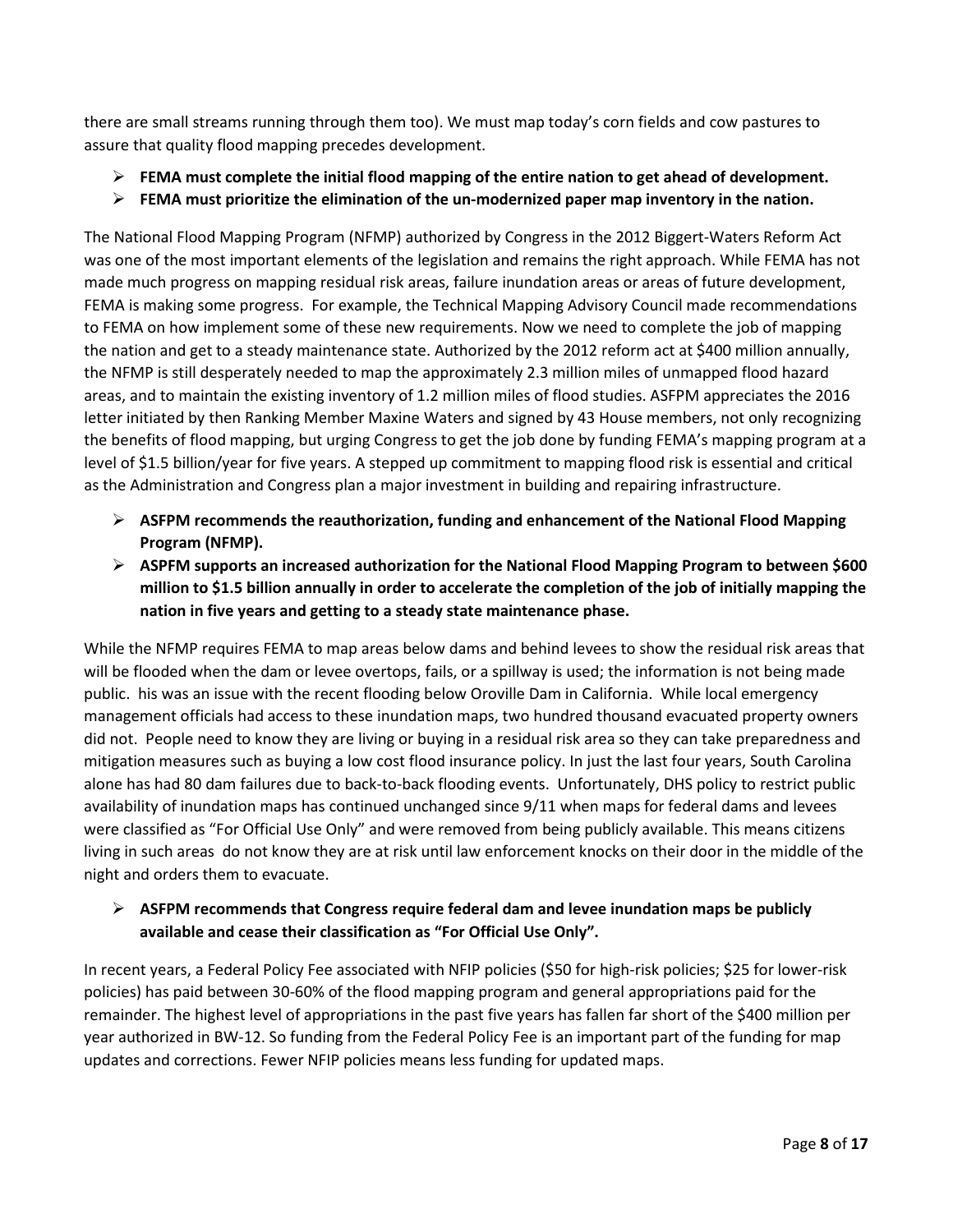there are small streams running through them too). We must map today's corn fields and cow pastures to assure that quality flood mapping precedes development.

- **FEMA must complete the initial flood mapping of the entire nation to get ahead of development.**
- **FEMA must prioritize the elimination of the un-modernized paper map inventory in the nation.**

The National Flood Mapping Program (NFMP) authorized by Congress in the 2012 Biggert-Waters Reform Act was one of the most important elements of the legislation and remains the right approach. While FEMA has not made much progress on mapping residual risk areas, failure inundation areas or areas of future development, FEMA is making some progress. For example, the Technical Mapping Advisory Council made recommendations to FEMA on how implement some of these new requirements. Now we need to complete the job of mapping the nation and get to a steady maintenance state. Authorized by the 2012 reform act at $400 million annually, the NFMP is still desperately needed to map the approximately 2.3 million miles of unmapped flood hazard areas, and to maintain the existing inventory of 1.2 million miles of flood studies. ASFPM appreciates the 2016 letter initiated by then Ranking Member Maxine Waters and signed by 43 House members, not only recognizing the benefits of flood mapping, but urging Congress to get the job done by funding FEMA's mapping program at a level of $1.5 billion/year for five years. A stepped up commitment to mapping flood risk is essential and critical as the Administration and Congress plan a major investment in building and repairing infrastructure.

- **ASFPM recommends the reauthorization, funding and enhancement of the National Flood Mapping Program (NFMP).**
- **ASPFM supports an increased authorization for the National Flood Mapping Program to between $600 million to $1.5 billion annually in order to accelerate the completion of the job of initially mapping the nation in five years and getting to a steady state maintenance phase.**

While the NFMP requires FEMA to map areas below dams and behind levees to show the residual risk areas that will be flooded when the dam or levee overtops, fails, or a spillway is used; the information is not being made public. his was an issue with the recent flooding below Oroville Dam in California. While local emergency management officials had access to these inundation maps, two hundred thousand evacuated property owners did not. People need to know they are living or buying in a residual risk area so they can take preparedness and mitigation measures such as buying a low cost flood insurance policy. In just the last four years, South Carolina alone has had 80 dam failures due to back-to-back flooding events. Unfortunately, DHS policy to restrict public availability of inundation maps has continued unchanged since 9/11 when maps for federal dams and levees were classified as "For Official Use Only" and were removed from being publicly available. This means citizens living in such areas do not know they are at risk until law enforcement knocks on their door in the middle of the night and orders them to evacuate.

- **ASFPM recommends that Congress require federal dam and levee inundation maps be publicly available and cease their classification as "For Official Use Only".**

In recent years, a Federal Policy Fee associated with NFIP policies ($50 for high-risk policies; $25 for lower-risk policies) has paid between 30-60% of the flood mapping program and general appropriations paid for the remainder. The highest level of appropriations in the past five years has fallen far short of the $400 million per year authorized in BW-12. So funding from the Federal Policy Fee is an important part of the funding for map updates and corrections. Fewer NFIP policies means less funding for updated maps.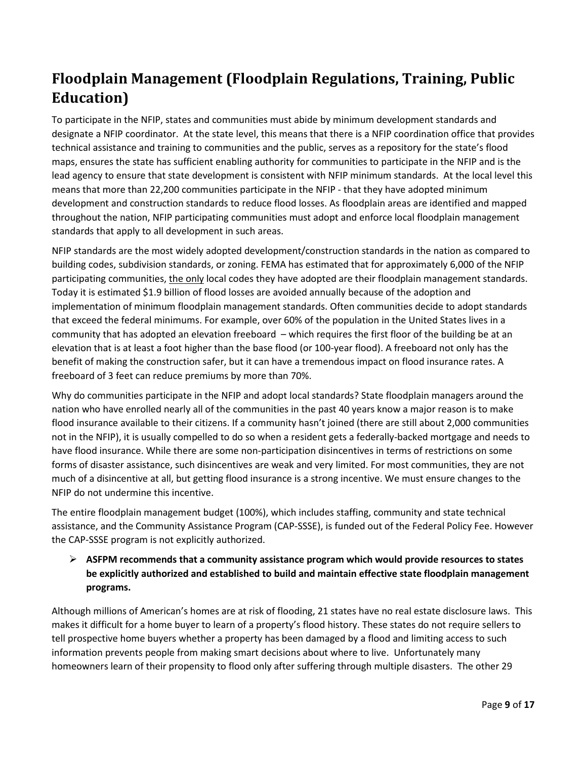# Floodplain Management (Floodplain Regulations, Training, Public Education)

To participate in the NFIP, states and communities must abide by minimum development standards and designate a NFIP coordinator. At the state level, this means that there is a NFIP coordination office that provides technical assistance and training to communities and the public, serves as a repository for the state's flood maps, ensures the state has sufficient enabling authority for communities to participate in the NFIP and is the lead agency to ensure that state development is consistent with NFIP minimum standards. At the local level this means that more than 22,200 communities participate in the NFIP - that they have adopted minimum development and construction standards to reduce flood losses. As floodplain areas are identified and mapped throughout the nation, NFIP participating communities must adopt and enforce local floodplain management standards that apply to all development in such areas.

NFIP standards are the most widely adopted development/construction standards in the nation as compared to building codes, subdivision standards, or zoning. FEMA has estimated that for approximately 6,000 of the NFIP participating communities, <u>the only</u> local codes they have adopted are their floodplain management standards. Today it is estimated $1.9 billion of flood losses are avoided annually because of the adoption and implementation of minimum floodplain management standards. Often communities decide to adopt standards that exceed the federal minimums. For example, over 60% of the population in the United States lives in a community that has adopted an elevation freeboard – which requires the first floor of the building be at an elevation that is at least a foot higher than the base flood (or 100-year flood). A freeboard not only has the benefit of making the construction safer, but it can have a tremendous impact on flood insurance rates. A freeboard of 3 feet can reduce premiums by more than 70%.

Why do communities participate in the NFIP and adopt local standards? State floodplain managers around the nation who have enrolled nearly all of the communities in the past 40 years know a major reason is to make flood insurance available to their citizens. If a community hasn't joined (there are still about 2,000 communities not in the NFIP), it is usually compelled to do so when a resident gets a federally-backed mortgage and needs to have flood insurance. While there are some non-participation disincentives in terms of restrictions on some forms of disaster assistance, such disincentives are weak and very limited. For most communities, they are not much of a disincentive at all, but getting flood insurance is a strong incentive. We must ensure changes to the NFIP do not undermine this incentive.

The entire floodplain management budget (100%), which includes staffing, community and state technical assistance, and the Community Assistance Program (CAP-SSSE), is funded out of the Federal Policy Fee. However the CAP-SSSE program is not explicitly authorized.

- **ASFPM recommends that a community assistance program which would provide resources to states be explicitly authorized and established to build and maintain effective state floodplain management programs.**

Although millions of American's homes are at risk of flooding, 21 states have no real estate disclosure laws. This makes it difficult for a home buyer to learn of a property's flood history. These states do not require sellers to tell prospective home buyers whether a property has been damaged by a flood and limiting access to such information prevents people from making smart decisions about where to live. Unfortunately many homeowners learn of their propensity to flood only after suffering through multiple disasters. The other 29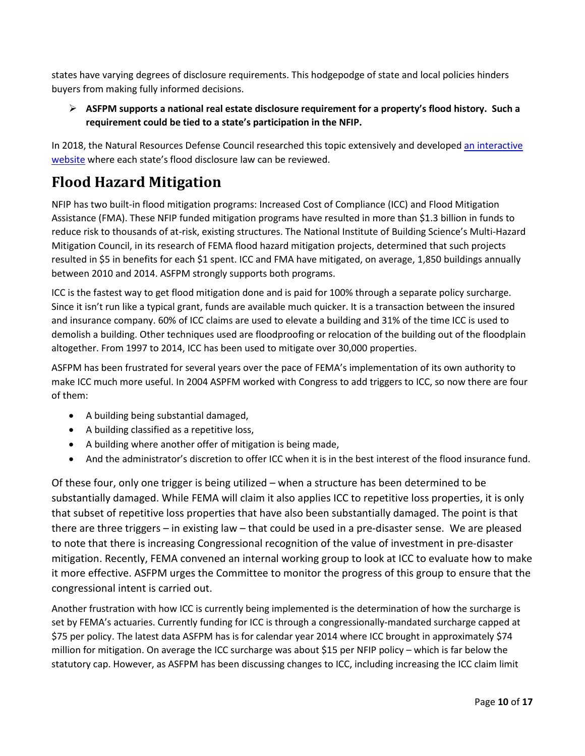states have varying degrees of disclosure requirements. This hodgepodge of state and local policies hinders buyers from making fully informed decisions.

- **ASFPM supports a national real estate disclosure requirement for a property's flood history. Such a requirement could be tied to a state's participation in the NFIP.**

In 2018, the Natural Resources Defense Council researched this topic extensively and developed [an interactive website]() where each state's flood disclosure law can be reviewed.

# Flood Hazard Mitigation

NFIP has two built-in flood mitigation programs: Increased Cost of Compliance (ICC) and Flood Mitigation Assistance (FMA). These NFIP funded mitigation programs have resulted in more than $1.3 billion in funds to reduce risk to thousands of at-risk, existing structures. The National Institute of Building Science's Multi-Hazard Mitigation Council, in its research of FEMA flood hazard mitigation projects, determined that such projects resulted in $5 in benefits for each $1 spent. ICC and FMA have mitigated, on average, 1,850 buildings annually between 2010 and 2014. ASFPM strongly supports both programs.

ICC is the fastest way to get flood mitigation done and is paid for 100% through a separate policy surcharge. Since it isn't run like a typical grant, funds are available much quicker. It is a transaction between the insured and insurance company. 60% of ICC claims are used to elevate a building and 31% of the time ICC is used to demolish a building. Other techniques used are floodproofing or relocation of the building out of the floodplain altogether. From 1997 to 2014, ICC has been used to mitigate over 30,000 properties.

ASFPM has been frustrated for several years over the pace of FEMA's implementation of its own authority to make ICC much more useful. In 2004 ASPFM worked with Congress to add triggers to ICC, so now there are four of them:

- A building being substantial damaged,
- A building classified as a repetitive loss,
- A building where another offer of mitigation is being made,
- And the administrator's discretion to offer ICC when it is in the best interest of the flood insurance fund.

Of these four, only one trigger is being utilized – when a structure has been determined to be substantially damaged. While FEMA will claim it also applies ICC to repetitive loss properties, it is only that subset of repetitive loss properties that have also been substantially damaged. The point is that there are three triggers – in existing law – that could be used in a pre-disaster sense. We are pleased to note that there is increasing Congressional recognition of the value of investment in pre-disaster mitigation. Recently, FEMA convened an internal working group to look at ICC to evaluate how to make it more effective. ASFPM urges the Committee to monitor the progress of this group to ensure that the congressional intent is carried out.

Another frustration with how ICC is currently being implemented is the determination of how the surcharge is set by FEMA's actuaries. Currently funding for ICC is through a congressionally-mandated surcharge capped at $75 per policy. The latest data ASFPM has is for calendar year 2014 where ICC brought in approximately $74 million for mitigation. On average the ICC surcharge was about $15 per NFIP policy – which is far below the statutory cap. However, as ASFPM has been discussing changes to ICC, including increasing the ICC claim limit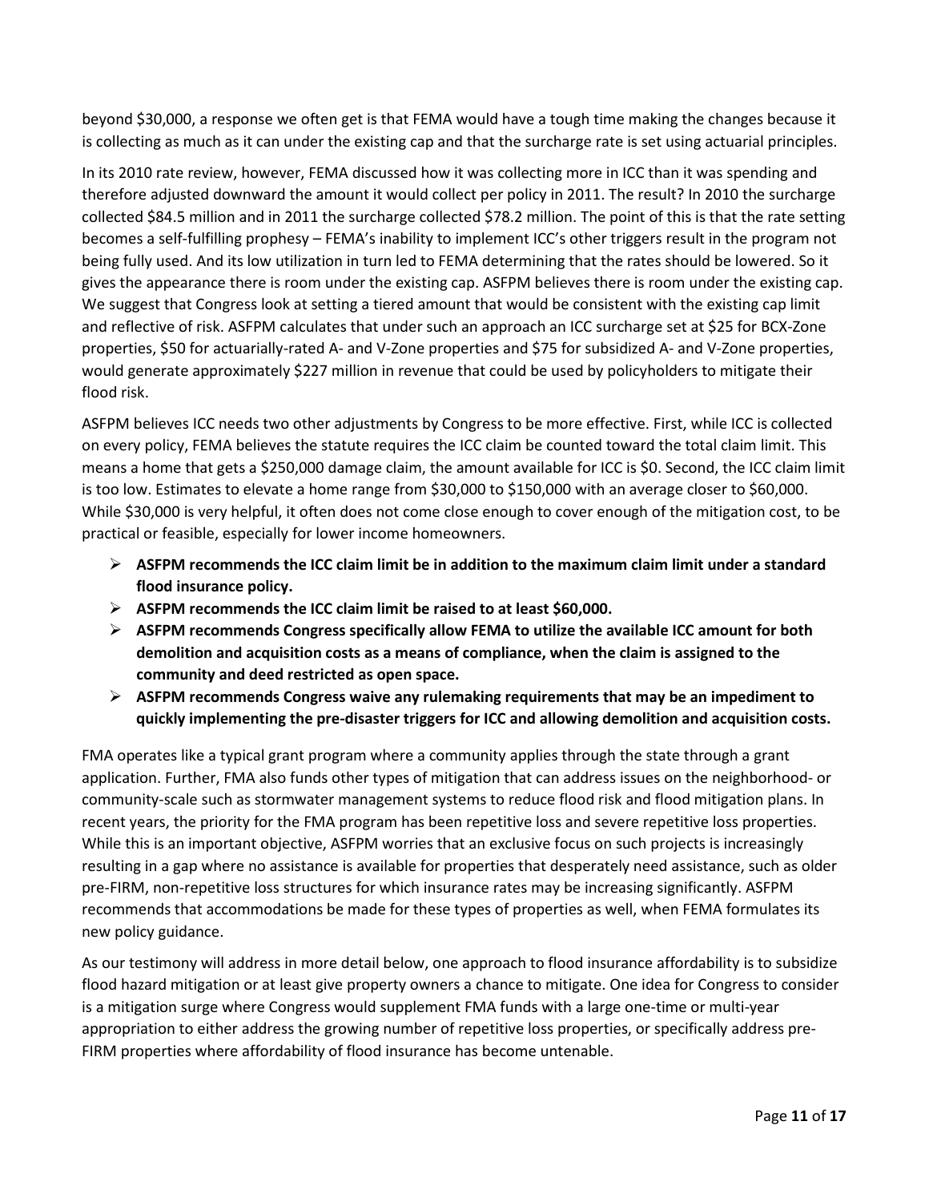beyond $30,000, a response we often get is that FEMA would have a tough time making the changes because it is collecting as much as it can under the existing cap and that the surcharge rate is set using actuarial principles.

In its 2010 rate review, however, FEMA discussed how it was collecting more in ICC than it was spending and therefore adjusted downward the amount it would collect per policy in 2011. The result? In 2010 the surcharge collected $84.5 million and in 2011 the surcharge collected $78.2 million. The point of this is that the rate setting becomes a self-fulfilling prophesy – FEMA's inability to implement ICC's other triggers result in the program not being fully used. And its low utilization in turn led to FEMA determining that the rates should be lowered. So it gives the appearance there is room under the existing cap. ASFPM believes there is room under the existing cap. We suggest that Congress look at setting a tiered amount that would be consistent with the existing cap limit and reflective of risk. ASFPM calculates that under such an approach an ICC surcharge set at $25 for BCX-Zone properties, $50 for actuarially-rated A- and V-Zone properties and $75 for subsidized A- and V-Zone properties, would generate approximately $227 million in revenue that could be used by policyholders to mitigate their flood risk.

ASFPM believes ICC needs two other adjustments by Congress to be more effective. First, while ICC is collected on every policy, FEMA believes the statute requires the ICC claim be counted toward the total claim limit. This means a home that gets a $250,000 damage claim, the amount available for ICC is $0. Second, the ICC claim limit is too low. Estimates to elevate a home range from $30,000 to $150,000 with an average closer to $60,000. While $30,000 is very helpful, it often does not come close enough to cover enough of the mitigation cost, to be practical or feasible, especially for lower income homeowners.

- **ASFPM recommends the ICC claim limit be in addition to the maximum claim limit under a standard flood insurance policy.**
- **ASFPM recommends the ICC claim limit be raised to at least $60,000.**
- **ASFPM recommends Congress specifically allow FEMA to utilize the available ICC amount for both demolition and acquisition costs as a means of compliance, when the claim is assigned to the community and deed restricted as open space.**
- **ASFPM recommends Congress waive any rulemaking requirements that may be an impediment to quickly implementing the pre-disaster triggers for ICC and allowing demolition and acquisition costs.**

FMA operates like a typical grant program where a community applies through the state through a grant application. Further, FMA also funds other types of mitigation that can address issues on the neighborhood- or community-scale such as stormwater management systems to reduce flood risk and flood mitigation plans. In recent years, the priority for the FMA program has been repetitive loss and severe repetitive loss properties. While this is an important objective, ASFPM worries that an exclusive focus on such projects is increasingly resulting in a gap where no assistance is available for properties that desperately need assistance, such as older pre-FIRM, non-repetitive loss structures for which insurance rates may be increasing significantly. ASFPM recommends that accommodations be made for these types of properties as well, when FEMA formulates its new policy guidance.

As our testimony will address in more detail below, one approach to flood insurance affordability is to subsidize flood hazard mitigation or at least give property owners a chance to mitigate. One idea for Congress to consider is a mitigation surge where Congress would supplement FMA funds with a large one-time or multi-year appropriation to either address the growing number of repetitive loss properties, or specifically address pre-FIRM properties where affordability of flood insurance has become untenable.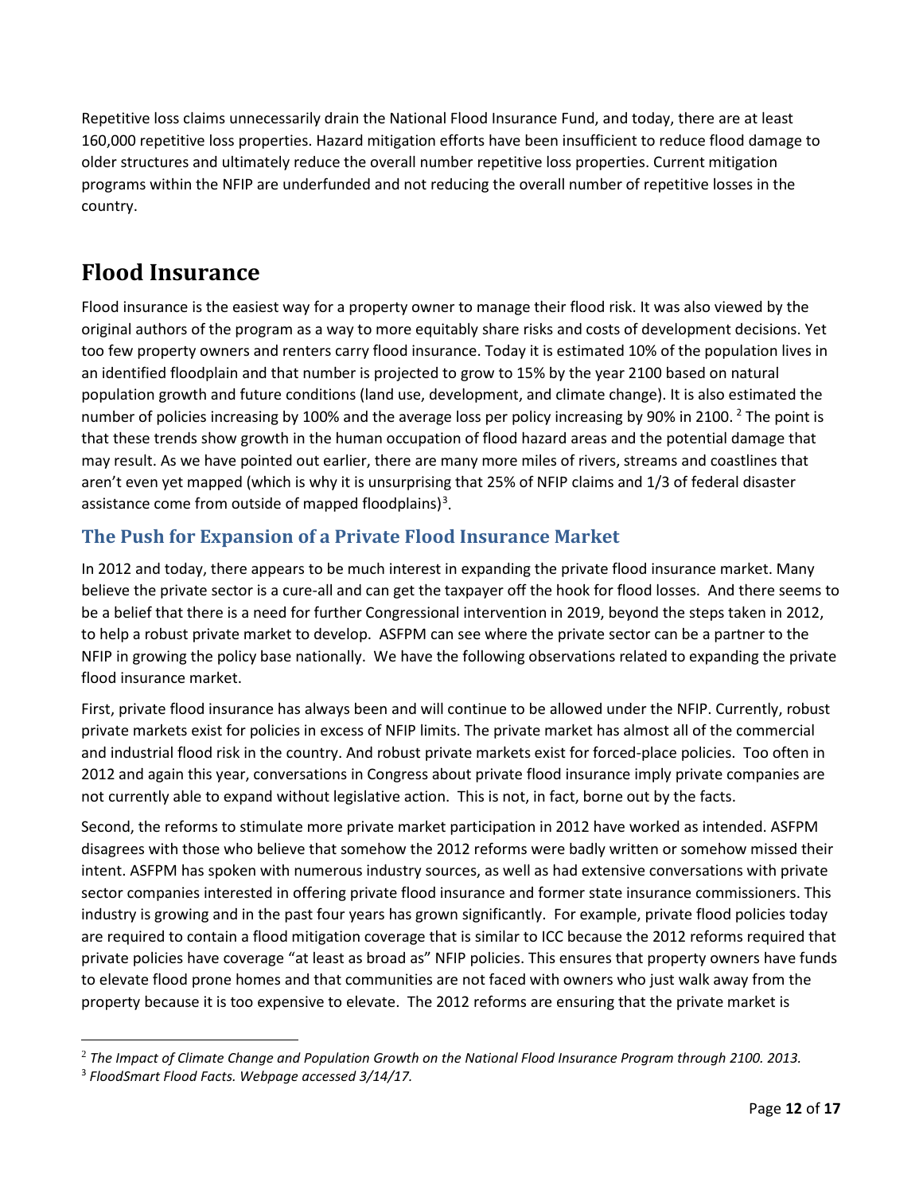Repetitive loss claims unnecessarily drain the National Flood Insurance Fund, and today, there are at least 160,000 repetitive loss properties. Hazard mitigation efforts have been insufficient to reduce flood damage to older structures and ultimately reduce the overall number repetitive loss properties. Current mitigation programs within the NFIP are underfunded and not reducing the overall number of repetitive losses in the country.

# Flood Insurance

Flood insurance is the easiest way for a property owner to manage their flood risk. It was also viewed by the original authors of the program as a way to more equitably share risks and costs of development decisions. Yet too few property owners and renters carry flood insurance. Today it is estimated 10% of the population lives in an identified floodplain and that number is projected to grow to 15% by the year 2100 based on natural population growth and future conditions (land use, development, and climate change). It is also estimated the number of policies increasing by 100% and the average loss per policy increasing by 90% in 2100. [2] The point is that these trends show growth in the human occupation of flood hazard areas and the potential damage that may result. As we have pointed out earlier, there are many more miles of rivers, streams and coastlines that aren't even yet mapped (which is why it is unsurprising that 25% of NFIP claims and 1/3 of federal disaster assistance come from outside of mapped floodplains)[3].

## The Push for Expansion of a Private Flood Insurance Market

In 2012 and today, there appears to be much interest in expanding the private flood insurance market. Many believe the private sector is a cure-all and can get the taxpayer off the hook for flood losses. And there seems to be a belief that there is a need for further Congressional intervention in 2019, beyond the steps taken in 2012, to help a robust private market to develop. ASFPM can see where the private sector can be a partner to the NFIP in growing the policy base nationally. We have the following observations related to expanding the private flood insurance market.

First, private flood insurance has always been and will continue to be allowed under the NFIP. Currently, robust private markets exist for policies in excess of NFIP limits. The private market has almost all of the commercial and industrial flood risk in the country. And robust private markets exist for forced-place policies. Too often in 2012 and again this year, conversations in Congress about private flood insurance imply private companies are not currently able to expand without legislative action. This is not, in fact, borne out by the facts.

Second, the reforms to stimulate more private market participation in 2012 have worked as intended. ASFPM disagrees with those who believe that somehow the 2012 reforms were badly written or somehow missed their intent. ASFPM has spoken with numerous industry sources, as well as had extensive conversations with private sector companies interested in offering private flood insurance and former state insurance commissioners. This industry is growing and in the past four years has grown significantly. For example, private flood policies today are required to contain a flood mitigation coverage that is similar to ICC because the 2012 reforms required that private policies have coverage "at least as broad as" NFIP policies. This ensures that property owners have funds to elevate flood prone homes and that communities are not faced with owners who just walk away from the property because it is too expensive to elevate. The 2012 reforms are ensuring that the private market is

[2] *The Impact of Climate Change and Population Growth on the National Flood Insurance Program through 2100. 2013.*

[3] *FloodSmart Flood Facts. Webpage accessed 3/14/17.*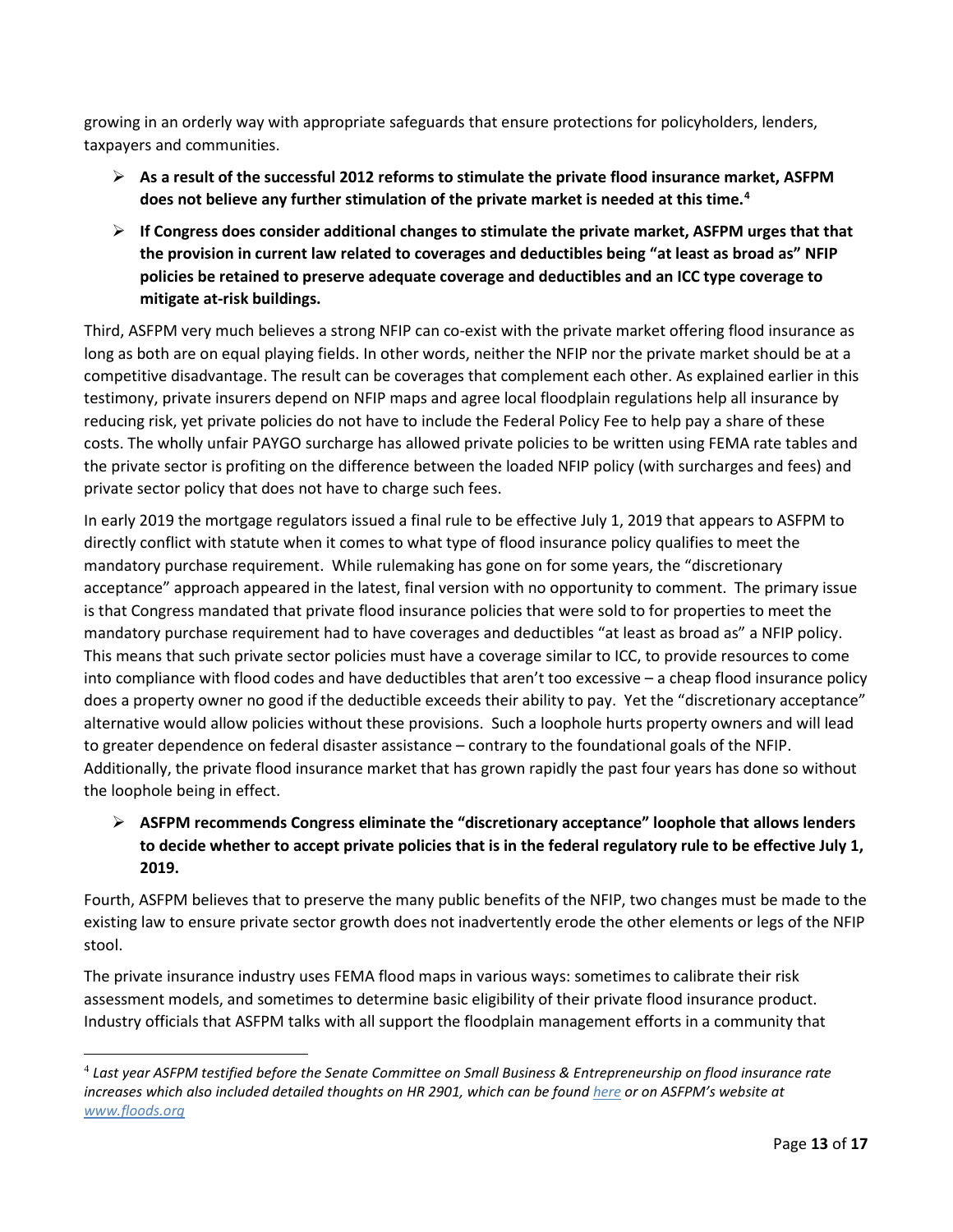growing in an orderly way with appropriate safeguards that ensure protections for policyholders, lenders, taxpayers and communities.

- **As a result of the successful 2012 reforms to stimulate the private flood insurance market, ASFPM does not believe any further stimulation of the private market is needed at this time.**[4]
- **If Congress does consider additional changes to stimulate the private market, ASFPM urges that that the provision in current law related to coverages and deductibles being "at least as broad as" NFIP policies be retained to preserve adequate coverage and deductibles and an ICC type coverage to mitigate at-risk buildings.**

Third, ASFPM very much believes a strong NFIP can co-exist with the private market offering flood insurance as long as both are on equal playing fields. In other words, neither the NFIP nor the private market should be at a competitive disadvantage. The result can be coverages that complement each other. As explained earlier in this testimony, private insurers depend on NFIP maps and agree local floodplain regulations help all insurance by reducing risk, yet private policies do not have to include the Federal Policy Fee to help pay a share of these costs. The wholly unfair PAYGO surcharge has allowed private policies to be written using FEMA rate tables and the private sector is profiting on the difference between the loaded NFIP policy (with surcharges and fees) and private sector policy that does not have to charge such fees.

In early 2019 the mortgage regulators issued a final rule to be effective July 1, 2019 that appears to ASFPM to directly conflict with statute when it comes to what type of flood insurance policy qualifies to meet the mandatory purchase requirement. While rulemaking has gone on for some years, the "discretionary acceptance" approach appeared in the latest, final version with no opportunity to comment. The primary issue is that Congress mandated that private flood insurance policies that were sold to for properties to meet the mandatory purchase requirement had to have coverages and deductibles "at least as broad as" a NFIP policy. This means that such private sector policies must have a coverage similar to ICC, to provide resources to come into compliance with flood codes and have deductibles that aren't too excessive – a cheap flood insurance policy does a property owner no good if the deductible exceeds their ability to pay. Yet the "discretionary acceptance" alternative would allow policies without these provisions. Such a loophole hurts property owners and will lead to greater dependence on federal disaster assistance – contrary to the foundational goals of the NFIP. Additionally, the private flood insurance market that has grown rapidly the past four years has done so without the loophole being in effect.

- **ASFPM recommends Congress eliminate the "discretionary acceptance" loophole that allows lenders to decide whether to accept private policies that is in the federal regulatory rule to be effective July 1, 2019.**

Fourth, ASFPM believes that to preserve the many public benefits of the NFIP, two changes must be made to the existing law to ensure private sector growth does not inadvertently erode the other elements or legs of the NFIP stool.

The private insurance industry uses FEMA flood maps in various ways: sometimes to calibrate their risk assessment models, and sometimes to determine basic eligibility of their private flood insurance product. Industry officials that ASFPM talks with all support the floodplain management efforts in a community that

---

[4] *Last year ASFPM testified before the Senate Committee on Small Business & Entrepreneurship on flood insurance rate increases which also included detailed thoughts on HR 2901, which can be found [here] or on ASFPM's website at www.floods.org*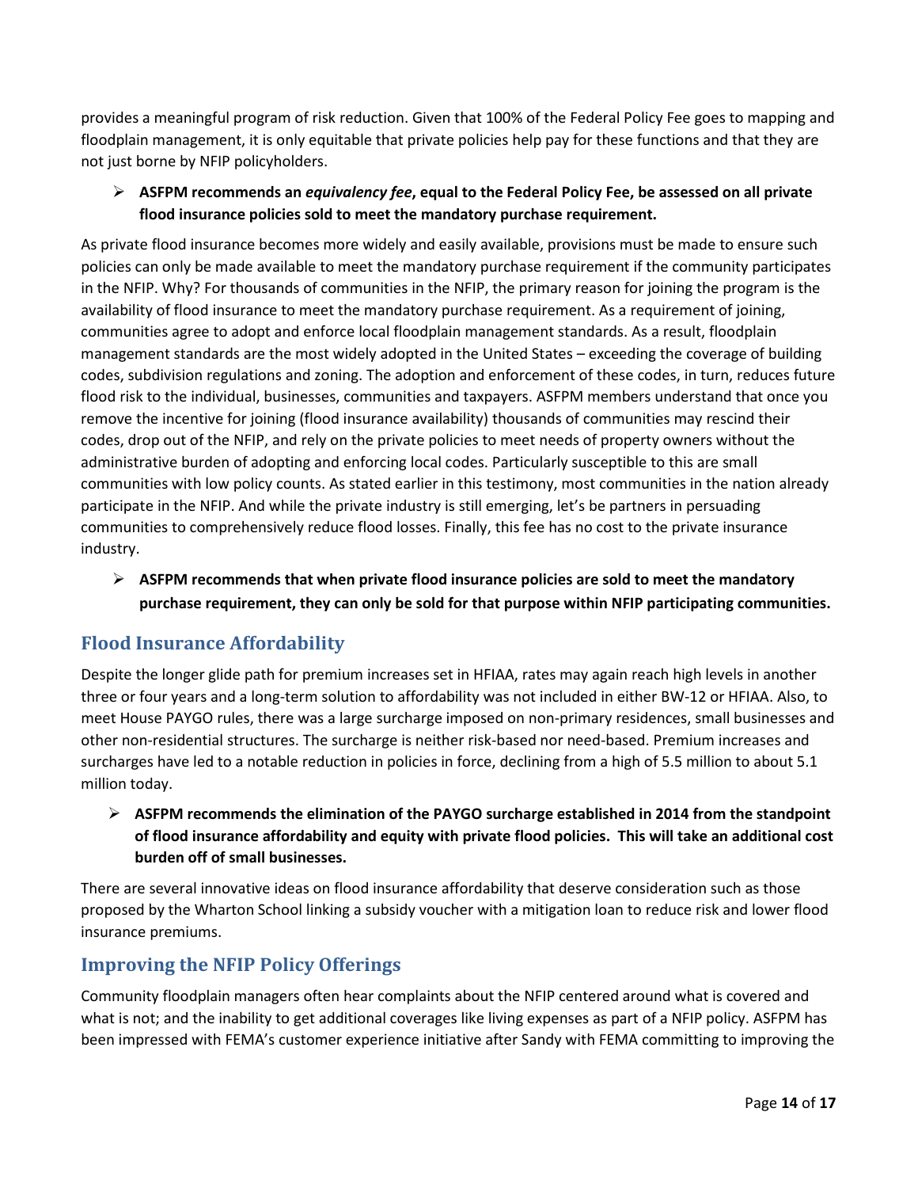provides a meaningful program of risk reduction. Given that 100% of the Federal Policy Fee goes to mapping and floodplain management, it is only equitable that private policies help pay for these functions and that they are not just borne by NFIP policyholders.

- **ASFPM recommends an *equivalency fee*, equal to the Federal Policy Fee, be assessed on all private flood insurance policies sold to meet the mandatory purchase requirement.**

As private flood insurance becomes more widely and easily available, provisions must be made to ensure such policies can only be made available to meet the mandatory purchase requirement if the community participates in the NFIP. Why? For thousands of communities in the NFIP, the primary reason for joining the program is the availability of flood insurance to meet the mandatory purchase requirement. As a requirement of joining, communities agree to adopt and enforce local floodplain management standards. As a result, floodplain management standards are the most widely adopted in the United States – exceeding the coverage of building codes, subdivision regulations and zoning. The adoption and enforcement of these codes, in turn, reduces future flood risk to the individual, businesses, communities and taxpayers. ASFPM members understand that once you remove the incentive for joining (flood insurance availability) thousands of communities may rescind their codes, drop out of the NFIP, and rely on the private policies to meet needs of property owners without the administrative burden of adopting and enforcing local codes. Particularly susceptible to this are small communities with low policy counts. As stated earlier in this testimony, most communities in the nation already participate in the NFIP. And while the private industry is still emerging, let's be partners in persuading communities to comprehensively reduce flood losses. Finally, this fee has no cost to the private insurance industry.

- **ASFPM recommends that when private flood insurance policies are sold to meet the mandatory purchase requirement, they can only be sold for that purpose within NFIP participating communities.**

## Flood Insurance Affordability

Despite the longer glide path for premium increases set in HFIAA, rates may again reach high levels in another three or four years and a long-term solution to affordability was not included in either BW-12 or HFIAA. Also, to meet House PAYGO rules, there was a large surcharge imposed on non-primary residences, small businesses and other non-residential structures. The surcharge is neither risk-based nor need-based. Premium increases and surcharges have led to a notable reduction in policies in force, declining from a high of 5.5 million to about 5.1 million today.

- **ASFPM recommends the elimination of the PAYGO surcharge established in 2014 from the standpoint of flood insurance affordability and equity with private flood policies. This will take an additional cost burden off of small businesses.**

There are several innovative ideas on flood insurance affordability that deserve consideration such as those proposed by the Wharton School linking a subsidy voucher with a mitigation loan to reduce risk and lower flood insurance premiums.

## Improving the NFIP Policy Offerings

Community floodplain managers often hear complaints about the NFIP centered around what is covered and what is not; and the inability to get additional coverages like living expenses as part of a NFIP policy. ASFPM has been impressed with FEMA's customer experience initiative after Sandy with FEMA committing to improving the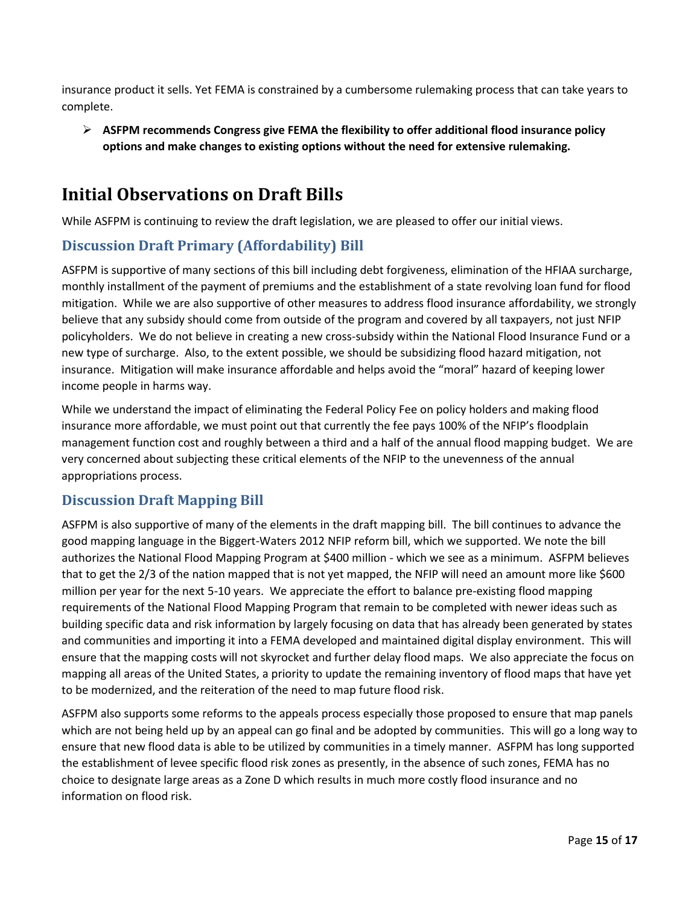insurance product it sells. Yet FEMA is constrained by a cumbersome rulemaking process that can take years to complete.

- **ASFPM recommends Congress give FEMA the flexibility to offer additional flood insurance policy options and make changes to existing options without the need for extensive rulemaking.**

# Initial Observations on Draft Bills

While ASFPM is continuing to review the draft legislation, we are pleased to offer our initial views.

## Discussion Draft Primary (Affordability) Bill

ASFPM is supportive of many sections of this bill including debt forgiveness, elimination of the HFIAA surcharge, monthly installment of the payment of premiums and the establishment of a state revolving loan fund for flood mitigation. While we are also supportive of other measures to address flood insurance affordability, we strongly believe that any subsidy should come from outside of the program and covered by all taxpayers, not just NFIP policyholders. We do not believe in creating a new cross-subsidy within the National Flood Insurance Fund or a new type of surcharge. Also, to the extent possible, we should be subsidizing flood hazard mitigation, not insurance. Mitigation will make insurance affordable and helps avoid the "moral" hazard of keeping lower income people in harms way.

While we understand the impact of eliminating the Federal Policy Fee on policy holders and making flood insurance more affordable, we must point out that currently the fee pays 100% of the NFIP's floodplain management function cost and roughly between a third and a half of the annual flood mapping budget. We are very concerned about subjecting these critical elements of the NFIP to the unevenness of the annual appropriations process.

## Discussion Draft Mapping Bill

ASFPM is also supportive of many of the elements in the draft mapping bill. The bill continues to advance the good mapping language in the Biggert-Waters 2012 NFIP reform bill, which we supported. We note the bill authorizes the National Flood Mapping Program at $400 million - which we see as a minimum. ASFPM believes that to get the 2/3 of the nation mapped that is not yet mapped, the NFIP will need an amount more like $600 million per year for the next 5-10 years. We appreciate the effort to balance pre-existing flood mapping requirements of the National Flood Mapping Program that remain to be completed with newer ideas such as building specific data and risk information by largely focusing on data that has already been generated by states and communities and importing it into a FEMA developed and maintained digital display environment. This will ensure that the mapping costs will not skyrocket and further delay flood maps. We also appreciate the focus on mapping all areas of the United States, a priority to update the remaining inventory of flood maps that have yet to be modernized, and the reiteration of the need to map future flood risk.

ASFPM also supports some reforms to the appeals process especially those proposed to ensure that map panels which are not being held up by an appeal can go final and be adopted by communities. This will go a long way to ensure that new flood data is able to be utilized by communities in a timely manner. ASFPM has long supported the establishment of levee specific flood risk zones as presently, in the absence of such zones, FEMA has no choice to designate large areas as a Zone D which results in much more costly flood insurance and no information on flood risk.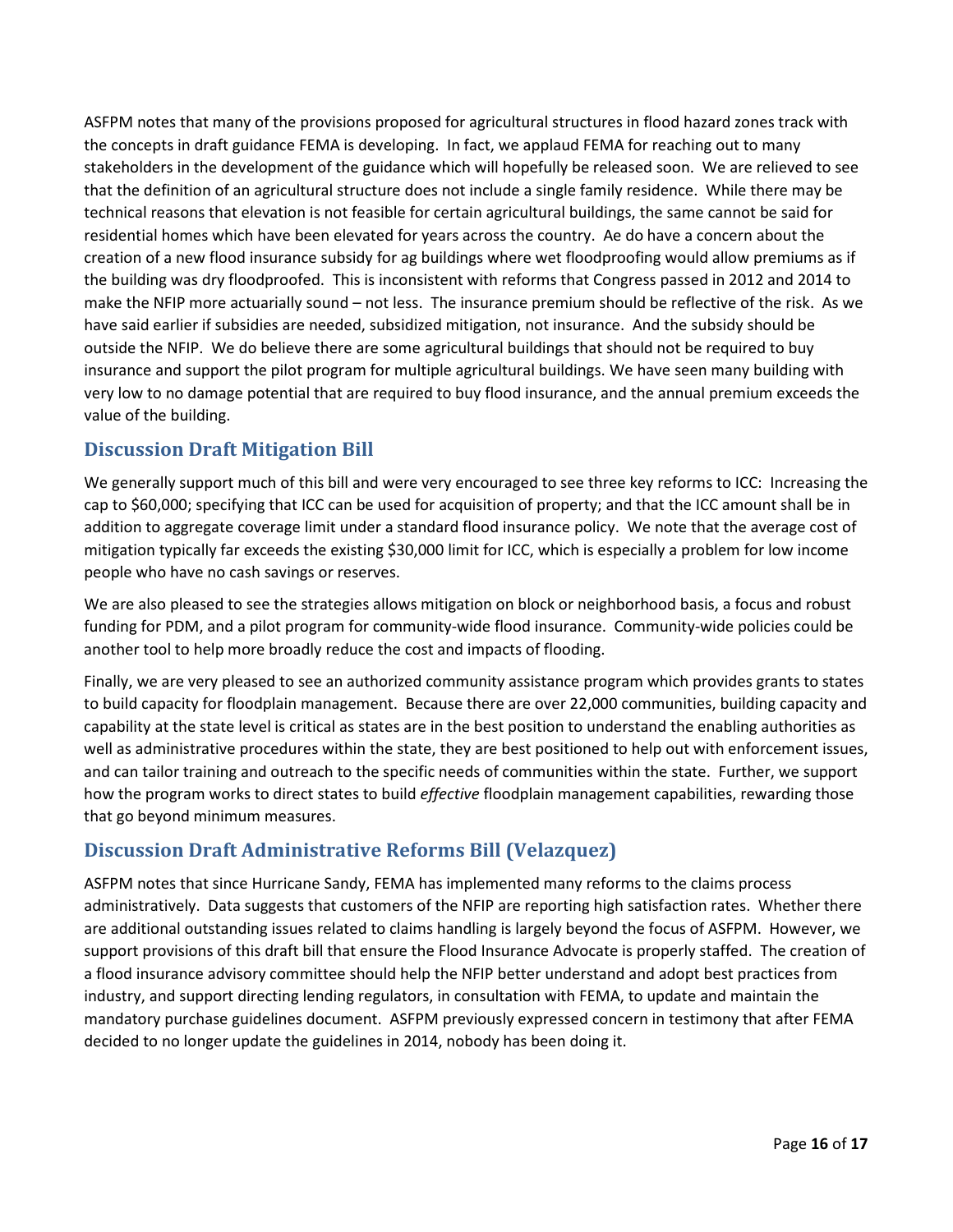ASFPM notes that many of the provisions proposed for agricultural structures in flood hazard zones track with the concepts in draft guidance FEMA is developing. In fact, we applaud FEMA for reaching out to many stakeholders in the development of the guidance which will hopefully be released soon. We are relieved to see that the definition of an agricultural structure does not include a single family residence. While there may be technical reasons that elevation is not feasible for certain agricultural buildings, the same cannot be said for residential homes which have been elevated for years across the country. Ae do have a concern about the creation of a new flood insurance subsidy for ag buildings where wet floodproofing would allow premiums as if the building was dry floodproofed. This is inconsistent with reforms that Congress passed in 2012 and 2014 to make the NFIP more actuarially sound – not less. The insurance premium should be reflective of the risk. As we have said earlier if subsidies are needed, subsidized mitigation, not insurance. And the subsidy should be outside the NFIP. We do believe there are some agricultural buildings that should not be required to buy insurance and support the pilot program for multiple agricultural buildings. We have seen many building with very low to no damage potential that are required to buy flood insurance, and the annual premium exceeds the value of the building.

## Discussion Draft Mitigation Bill

We generally support much of this bill and were very encouraged to see three key reforms to ICC: Increasing the cap to $60,000; specifying that ICC can be used for acquisition of property; and that the ICC amount shall be in addition to aggregate coverage limit under a standard flood insurance policy. We note that the average cost of mitigation typically far exceeds the existing $30,000 limit for ICC, which is especially a problem for low income people who have no cash savings or reserves.

We are also pleased to see the strategies allows mitigation on block or neighborhood basis, a focus and robust funding for PDM, and a pilot program for community-wide flood insurance. Community-wide policies could be another tool to help more broadly reduce the cost and impacts of flooding.

Finally, we are very pleased to see an authorized community assistance program which provides grants to states to build capacity for floodplain management. Because there are over 22,000 communities, building capacity and capability at the state level is critical as states are in the best position to understand the enabling authorities as well as administrative procedures within the state, they are best positioned to help out with enforcement issues, and can tailor training and outreach to the specific needs of communities within the state. Further, we support how the program works to direct states to build *effective* floodplain management capabilities, rewarding those that go beyond minimum measures.

## Discussion Draft Administrative Reforms Bill (Velazquez)

ASFPM notes that since Hurricane Sandy, FEMA has implemented many reforms to the claims process administratively. Data suggests that customers of the NFIP are reporting high satisfaction rates. Whether there are additional outstanding issues related to claims handling is largely beyond the focus of ASFPM. However, we support provisions of this draft bill that ensure the Flood Insurance Advocate is properly staffed. The creation of a flood insurance advisory committee should help the NFIP better understand and adopt best practices from industry, and support directing lending regulators, in consultation with FEMA, to update and maintain the mandatory purchase guidelines document. ASFPM previously expressed concern in testimony that after FEMA decided to no longer update the guidelines in 2014, nobody has been doing it.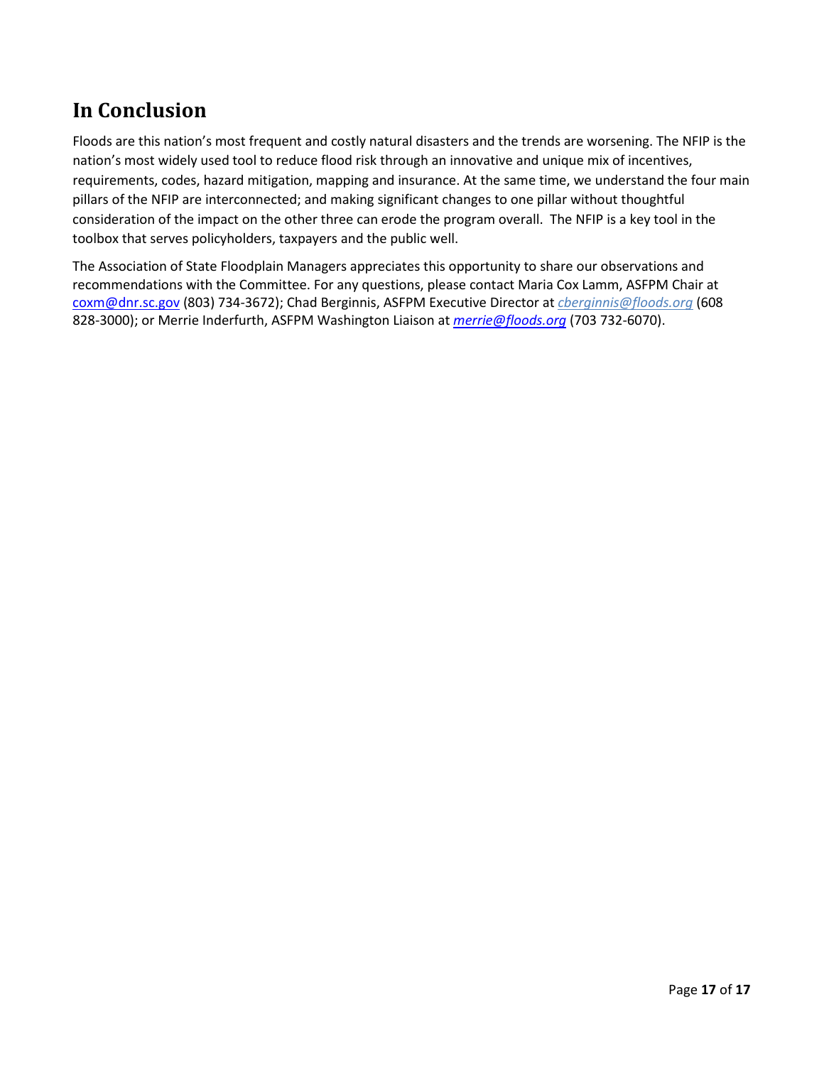## In Conclusion

Floods are this nation's most frequent and costly natural disasters and the trends are worsening. The NFIP is the nation's most widely used tool to reduce flood risk through an innovative and unique mix of incentives, requirements, codes, hazard mitigation, mapping and insurance. At the same time, we understand the four main pillars of the NFIP are interconnected; and making significant changes to one pillar without thoughtful consideration of the impact on the other three can erode the program overall. The NFIP is a key tool in the toolbox that serves policyholders, taxpayers and the public well.

The Association of State Floodplain Managers appreciates this opportunity to share our observations and recommendations with the Committee. For any questions, please contact Maria Cox Lamm, ASFPM Chair at coxm@dnr.sc.gov (803) 734-3672); Chad Berginnis, ASFPM Executive Director at *cberginnis@floods.org* (608 828-3000); or Merrie Inderfurth, ASFPM Washington Liaison at *merrie@floods.org* (703 732-6070).